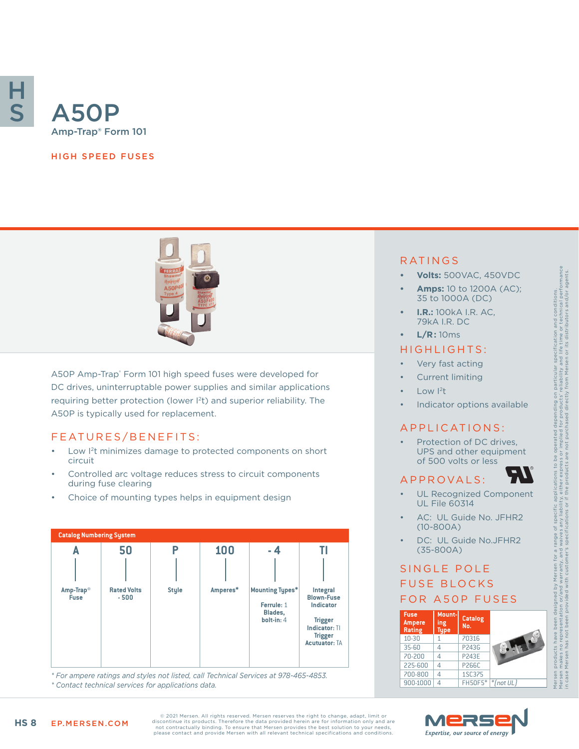# A50P

Amp-Trap® Form 101

## HIGH SPEED FUSES

A50P Amp-Trap® Form 101 high speed fuses were developed for DC drives, uninterruptable power supplies and similar applications requiring better protection (lower $I^2t$) and superior reliability. The A50P is typically used for replacement.

## FEATURES/BENEFITS:

- Low $I^2t$ minimizes damage to protected components on short circuit
- Controlled arc voltage reduces stress to circuit components during fuse clearing
- Choice of mounting types helps in equipment design

**Catalog Numbering System**

| A | 50 | P | 100 | - 4 | TI |
|---|---|---|---|---|---|
| Amp-Trap® Fuse | Rated Volts - 500 | Style | Amperes* | Mounting Types* Ferrule: 1 Blades, bolt-in: 4 | Integral Blown-Fuse Indicator Trigger Indicator: TI Trigger Acutuator: TA |

*\* For ampere ratings and styles not listed, call Technical Services at 978-465-4853.*
*\* Contact technical services for applications data.*

## RATINGS

- **Volts:** 500VAC, 450VDC
- **Amps:** 10 to 1200A (AC); 35 to 1000A (DC)
- **I.R.:** 100kA I.R. AC, 79kA I.R. DC
- **L/R:** 10ms

## HIGHLIGHTS:

- Very fast acting
- Current limiting
- Low $I^2t$
- Indicator options available

## APPLICATIONS:

- Protection of DC drives, UPS and other equipment of 500 volts or less

## APPROVALS:

- UL Recognized Component UL File 60314
- AC: UL Guide No. JFHR2 (10-800A)
- DC: UL Guide No.JFHR2 (35-800A)

## SINGLE POLE FUSE BLOCKS FOR A50P FUSES

| Fuse Ampere Rating | Mounting Type | Catalog No. |
|---|---|---|
| 10-30 | 1 | 70316 |
| 35-60 | 4 | P243G |
| 70-200 | 4 | P243E |
| 225-600 | 4 | P266C |
| 700-800 | 4 | 1SC375 |
| 900-1000 | 4 | FH50F5* |

*(not UL)

Mersen products have been designed by Mersen for a range of specific applications to be operated depending on particular specification and conditions. Mersen makes no representation or/and warranty, and waives any liability, either express or implied for products' reliability and life time or technical performance in case Mersen has not been provided with customer's specifications or if the products are not purchased directly from Mersen or its distributors and/or agents.

© 2021 Mersen. All rights reserved. Mersen reserves the right to change, adapt, limit or discontinue its products. Therefore the data provided herein are for information only and are not contractually binding. To ensure that Mersen provides the best solution to your needs, please contact and provide Mersen with all relevant technical specifications and conditions.

EP.MERSEN.COM

Mersen — Expertise, our source of energy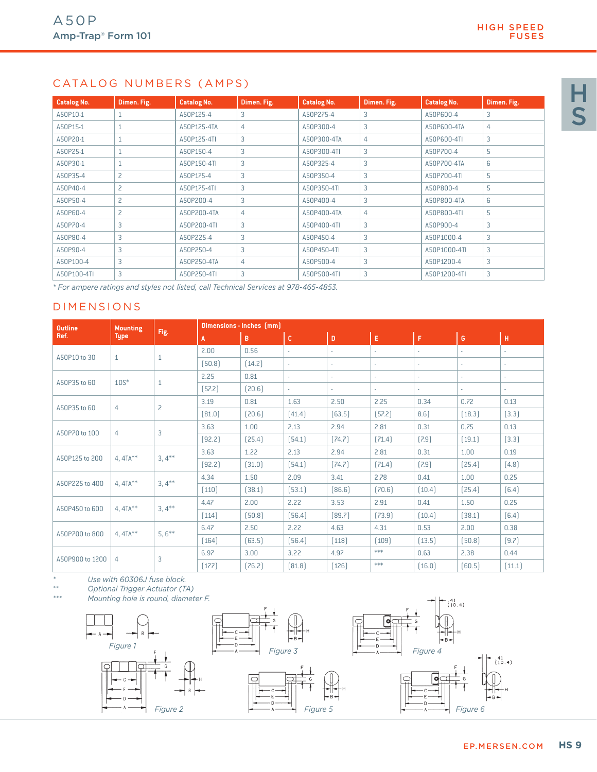# A50P
## Amp-Trap® Form 101

HIGH SPEED FUSES

## CATALOG NUMBERS (AMPS)

| Catalog No. | Dimen. Fig. | Catalog No. | Dimen. Fig. | Catalog No. | Dimen. Fig. | Catalog No. | Dimen. Fig. |
|---|---|---|---|---|---|---|---|
| A50P10-1 | 1 | A50P125-4 | 3 | A50P275-4 | 3 | A50P600-4 | 3 |
| A50P15-1 | 1 | A50P125-4TA | 4 | A50P300-4 | 3 | A50P600-4TA | 4 |
| A50P20-1 | 1 | A50P125-4TI | 3 | A50P300-4TA | 4 | A50P600-4TI | 3 |
| A50P25-1 | 1 | A50P150-4 | 3 | A50P300-4TI | 3 | A50P700-4 | 5 |
| A50P30-1 | 1 | A50P150-4TI | 3 | A50P325-4 | 3 | A50P700-4TA | 6 |
| A50P35-4 | 2 | A50P175-4 | 3 | A50P350-4 | 3 | A50P700-4TI | 5 |
| A50P40-4 | 2 | A50P175-4TI | 3 | A50P350-4TI | 3 | A50P800-4 | 5 |
| A50P50-4 | 2 | A50P200-4 | 3 | A50P400-4 | 3 | A50P800-4TA | 6 |
| A50P60-4 | 2 | A50P200-4TA | 4 | A50P400-4TA | 4 | A50P800-4TI | 5 |
| A50P70-4 | 3 | A50P200-4TI | 3 | A50P400-4TI | 3 | A50P900-4 | 3 |
| A50P80-4 | 3 | A50P225-4 | 3 | A50P450-4 | 3 | A50P1000-4 | 3 |
| A50P90-4 | 3 | A50P250-4 | 3 | A50P450-4TI | 3 | A50P1000-4TI | 3 |
| A50P100-4 | 3 | A50P250-4TA | 4 | A50P500-4 | 3 | A50P1200-4 | 3 |
| A50P100-4TI | 3 | A50P250-4TI | 3 | A50P500-4TI | 3 | A50P1200-4TI | 3 |

*\* For ampere ratings and styles not listed, call Technical Services at 978-465-4853.*

## DIMENSIONS

| Outline Ref. | Mounting Type | Fig. | Dimensions - Inches (mm) | | | | | | | |
|---|---|---|---|---|---|---|---|---|---|---|
| | | | A | B | C | D | E | F | G | H |
| A50P10 to 30 | 1 | 1 | 2.00 | 0.56 | - | - | - | - | - | - |
| | | | (50.8) | (14.2) | - | - | - | - | - | - |
| A50P35 to 60 | 1DS* | 1 | 2.25 | 0.81 | - | - | - | - | - | - |
| | | | (57.2) | (20.6) | - | - | - | - | - | - |
| A50P35 to 60 | 4 | 2 | 3.19 | 0.81 | 1.63 | 2.50 | 2.25 | 0.34 | 0.72 | 0.13 |
| | | | (81.0) | (20.6) | (41.4) | (63.5) | (57.2) | 8.6) | (18.3) | (3.3) |
| A50P70 to 100 | 4 | 3 | 3.63 | 1.00 | 2.13 | 2.94 | 2.81 | 0.31 | 0.75 | 0.13 |
| | | | (92.2) | (25.4) | (54.1) | (74.7) | (71.4) | (7.9) | (19.1) | (3.3) |
| A50P125 to 200 | 4, 4TA** | 3, 4** | 3.63 | 1.22 | 2.13 | 2.94 | 2.81 | 0.31 | 1.00 | 0.19 |
| | | | (92.2) | (31.0) | (54.1) | (74.7) | (71.4) | (7.9) | (25.4) | (4.8) |
| A50P225 to 400 | 4, 4TA** | 3, 4** | 4.34 | 1.50 | 2.09 | 3.41 | 2.78 | 0.41 | 1.00 | 0.25 |
| | | | (110) | (38.1) | (53.1) | (86.6) | (70.6) | (10.4) | (25.4) | (6.4) |
| A50P450 to 600 | 4, 4TA** | 3, 4** | 4.47 | 2.00 | 2.22 | 3.53 | 2.91 | 0.41 | 1.50 | 0.25 |
| | | | (114) | (50.8) | (56.4) | (89.7) | (73.9) | (10.4) | (38.1) | (6.4) |
| A50P700 to 800 | 4, 4TA** | 5, 6** | 6.47 | 2.50 | 2.22 | 4.63 | 4.31 | 0.53 | 2.00 | 0.38 |
| | | | (164) | (63.5) | (56.4) | (118) | (109) | (13.5) | (50.8) | (9.7) |
| A50P900 to 1200 | 4 | 3 | 6.97 | 3.00 | 3.22 | 4.97 | *** | 0.63 | 2.38 | 0.44 |
| | | | (177) | (76.2) | (81.8) | (126) | *** | (16.0) | (60.5) | (11.1) |

\* *Use with 60306J fuse block.*

\*\* *Optional Trigger Actuator (TA)*

\*\*\* *Mounting hole is round, diameter F.*

Figure 1

Figure 2

Figure 3

Figure 4

.41 (10.4)

Figure 5

Figure 6

.41 (10.4)